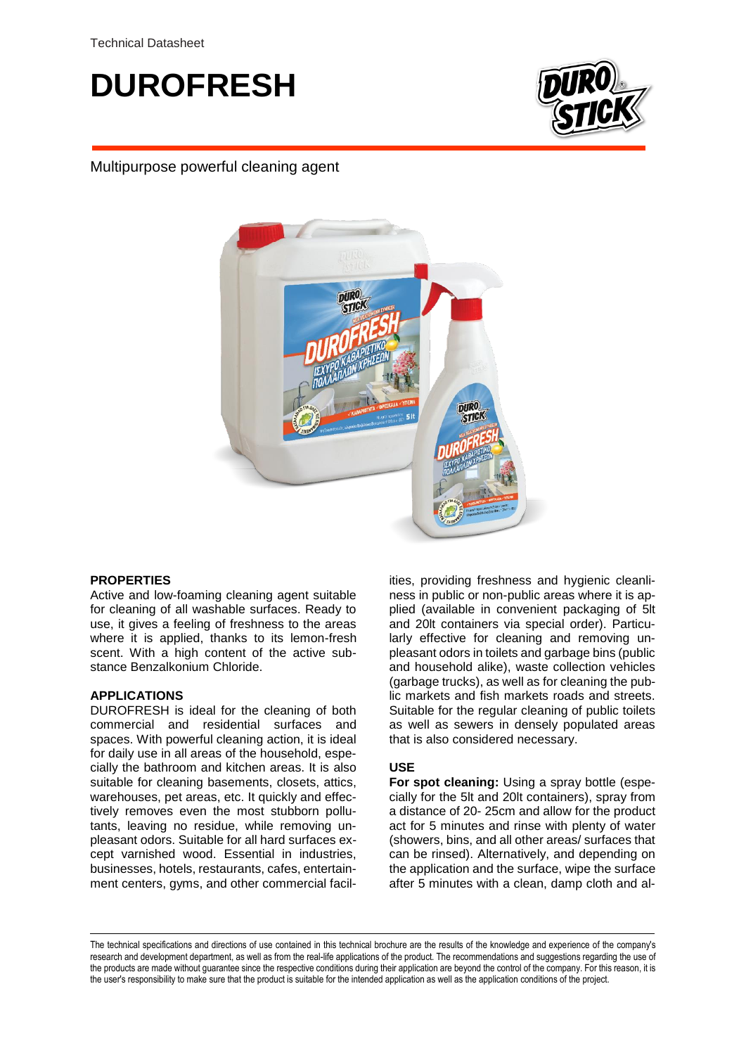Technical Datasheet

# DUROFRESH

Multipurpose powerful cleaning agent

## PROPERTIES

Active and low-foaming cleaning agent suitable for cleaning of all washable surfaces. Ready to use, it gives a feeling of freshness to the areas where it is applied, thanks to its lemon-fresh scent. With a high content of the active substance Benzalkonium Chloride.

## APPLICATIONS

DUROFRESH is ideal for the cleaning of both commercial and residential surfaces and spaces. With powerful cleaning action, it is ideal for daily use in all areas of the household, especially the bathroom and kitchen areas. It is also suitable for cleaning basements, closets, attics, warehouses, pet areas, etc. It quickly and effectively removes even the most stubborn pollutants, leaving no residue, while removing unpleasant odors. Suitable for all hard surfaces except varnished wood. Essential in industries, businesses, hotels, restaurants, cafes, entertainment centers, gyms, and other commercial facilities, providing freshness and hygienic cleanliness in public or non-public areas where it is applied (available in convenient packaging of 5lt and 20lt containers via special order). Particularly effective for cleaning and removing unpleasant odors in toilets and garbage bins (public and household alike), waste collection vehicles (garbage trucks), as well as for cleaning the public markets and fish markets roads and streets. Suitable for the regular cleaning of public toilets as well as sewers in densely populated areas that is also considered necessary.

## USE

**For spot cleaning:** Using a spray bottle (especially for the 5lt and 20lt containers), spray from a distance of 20- 25cm and allow for the product act for 5 minutes and rinse with plenty of water (showers, bins, and all other areas/ surfaces that can be rinsed). Alternatively, and depending on the application and the surface, wipe the surface after 5 minutes with a clean, damp cloth and al-

The technical specifications and directions of use contained in this technical brochure are the results of the knowledge and experience of the company's research and development department, as well as from the real-life applications of the product. The recommendations and suggestions regarding the use of the products are made without guarantee since the respective conditions during their application are beyond the control of the company. For this reason, it is the user's responsibility to make sure that the product is suitable for the intended application as well as the application conditions of the project.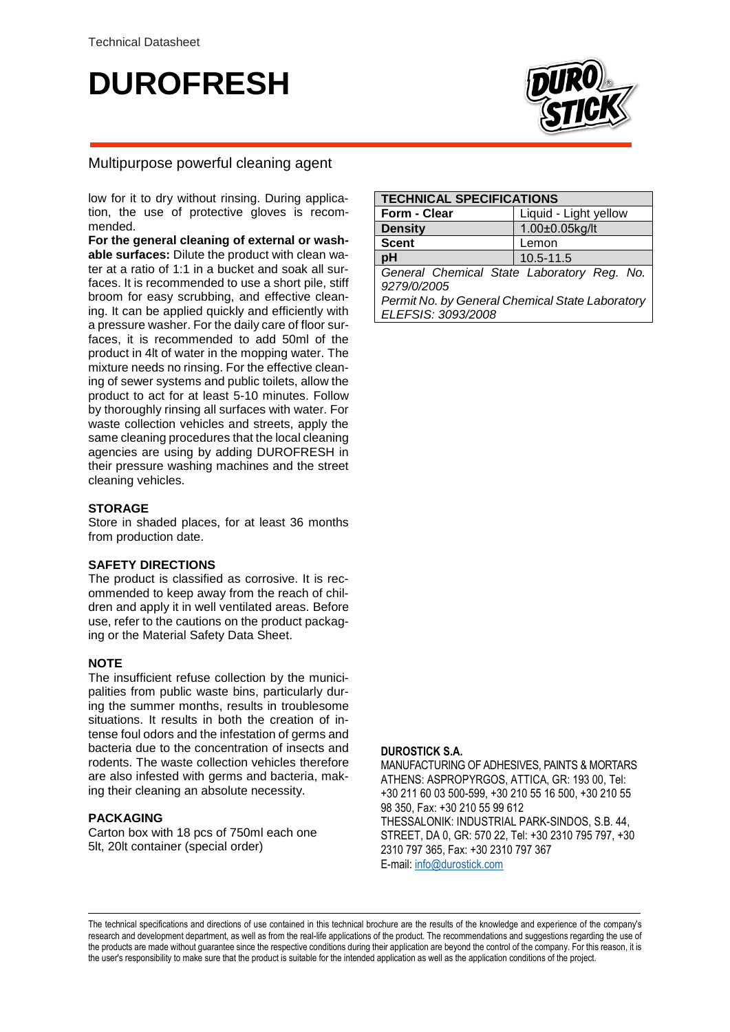# DUROFRESH

Multipurpose powerful cleaning agent

low for it to dry without rinsing. During application, the use of protective gloves is recommended.

**For the general cleaning of external or washable surfaces:** Dilute the product with clean water at a ratio of 1:1 in a bucket and soak all surfaces. It is recommended to use a short pile, stiff broom for easy scrubbing, and effective cleaning. It can be applied quickly and efficiently with a pressure washer. For the daily care of floor surfaces, it is recommended to add 50ml of the product in 4lt of water in the mopping water. The mixture needs no rinsing. For the effective cleaning of sewer systems and public toilets, allow the product to act for at least 5-10 minutes. Follow by thoroughly rinsing all surfaces with water. For waste collection vehicles and streets, apply the same cleaning procedures that the local cleaning agencies are using by adding DUROFRESH in their pressure washing machines and the street cleaning vehicles.

**STORAGE**

Store in shaded places, for at least 36 months from production date.

**SAFETY DIRECTIONS**

The product is classified as corrosive. It is recommended to keep away from the reach of children and apply it in well ventilated areas. Before use, refer to the cautions on the product packaging or the Material Safety Data Sheet.

**NOTE**

The insufficient refuse collection by the municipalities from public waste bins, particularly during the summer months, results in troublesome situations. It results in both the creation of intense foul odors and the infestation of germs and bacteria due to the concentration of insects and rodents. The waste collection vehicles therefore are also infested with germs and bacteria, making their cleaning an absolute necessity.

**PACKAGING**

Carton box with 18 pcs of 750ml each one
5lt, 20lt container (special order)

| TECHNICAL SPECIFICATIONS | |
|---|---|
| **Form - Clear** | Liquid - Light yellow |
| **Density** | 1.00±0.05kg/lt |
| **Scent** | Lemon |
| **pH** | 10.5-11.5 |
| *General Chemical State Laboratory Reg. No. 9279/0/2005* | |
| *Permit No. by General Chemical State Laboratory ELEFSIS: 3093/2008* | |

**DUROSTICK S.A.**
MANUFACTURING OF ADHESIVES, PAINTS & MORTARS
ATHENS: ASPROPYRGOS, ATTICA, GR: 193 00, Tel: +30 211 60 03 500-599, +30 210 55 16 500, +30 210 55 98 350, Fax: +30 210 55 99 612
THESSALONIK: INDUSTRIAL PARK-SINDOS, S.B. 44, STREET, DA 0, GR: 570 22, Tel: +30 2310 795 797, +30 2310 797 365, Fax: +30 2310 797 367
E-mail: info@durostick.com

The technical specifications and directions of use contained in this technical brochure are the results of the knowledge and experience of the company's research and development department, as well as from the real-life applications of the product. The recommendations and suggestions regarding the use of the products are made without guarantee since the respective conditions during their application are beyond the control of the company. For this reason, it is the user's responsibility to make sure that the product is suitable for the intended application as well as the application conditions of the project.